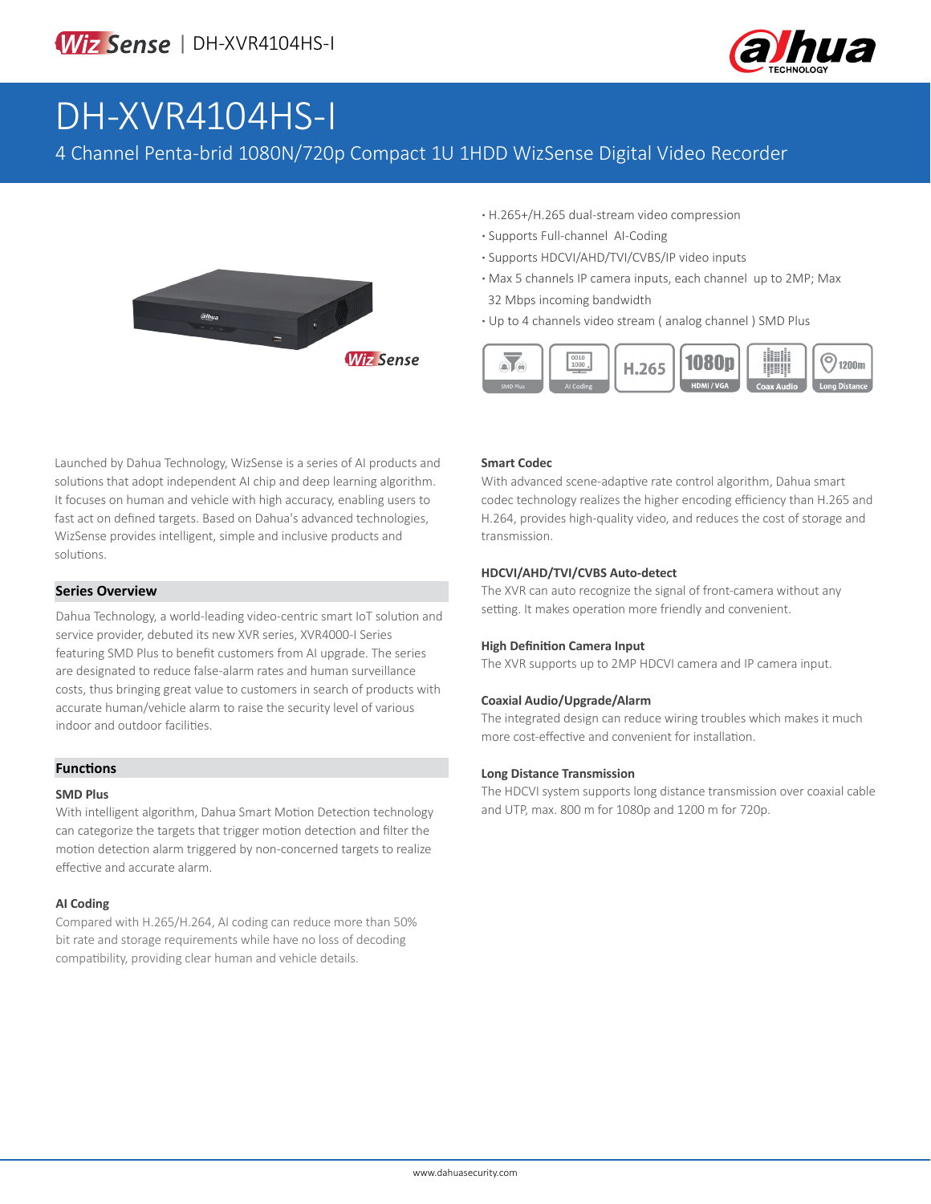# DH-XVR4104HS-I

4 Channel Penta-brid 1080N/720p Compact 1U 1HDD WizSense Digital Video Recorder

- H.265+/H.265 dual-stream video compression
- Supports Full-channel AI-Coding
- Supports HDCVI/AHD/TVI/CVBS/IP video inputs
- Max 5 channels IP camera inputs, each channel up to 2MP; Max 32 Mbps incoming bandwidth
- Up to 4 channels video stream ( analog channel ) SMD Plus

Launched by Dahua Technology, WizSense is a series of AI products and solutions that adopt independent AI chip and deep learning algorithm. It focuses on human and vehicle with high accuracy, enabling users to fast act on defined targets. Based on Dahua's advanced technologies, WizSense provides intelligent, simple and inclusive products and solutions.

## Series Overview

Dahua Technology, a world-leading video-centric smart IoT solution and service provider, debuted its new XVR series, XVR4000-I Series featuring SMD Plus to benefit customers from AI upgrade. The series are designated to reduce false-alarm rates and human surveillance costs, thus bringing great value to customers in search of products with accurate human/vehicle alarm to raise the security level of various indoor and outdoor facilities.

## Functions

### SMD Plus

With intelligent algorithm, Dahua Smart Motion Detection technology can categorize the targets that trigger motion detection and filter the motion detection alarm triggered by non-concerned targets to realize effective and accurate alarm.

### AI Coding

Compared with H.265/H.264, AI coding can reduce more than 50% bit rate and storage requirements while have no loss of decoding compatibility, providing clear human and vehicle details.

### Smart Codec

With advanced scene-adaptive rate control algorithm, Dahua smart codec technology realizes the higher encoding efficiency than H.265 and H.264, provides high-quality video, and reduces the cost of storage and transmission.

### HDCVI/AHD/TVI/CVBS Auto-detect

The XVR can auto recognize the signal of front-camera without any setting. It makes operation more friendly and convenient.

### High Definition Camera Input

The XVR supports up to 2MP HDCVI camera and IP camera input.

### Coaxial Audio/Upgrade/Alarm

The integrated design can reduce wiring troubles which makes it much more cost-effective and convenient for installation.

### Long Distance Transmission

The HDCVI system supports long distance transmission over coaxial cable and UTP, max. 800 m for 1080p and 1200 m for 720p.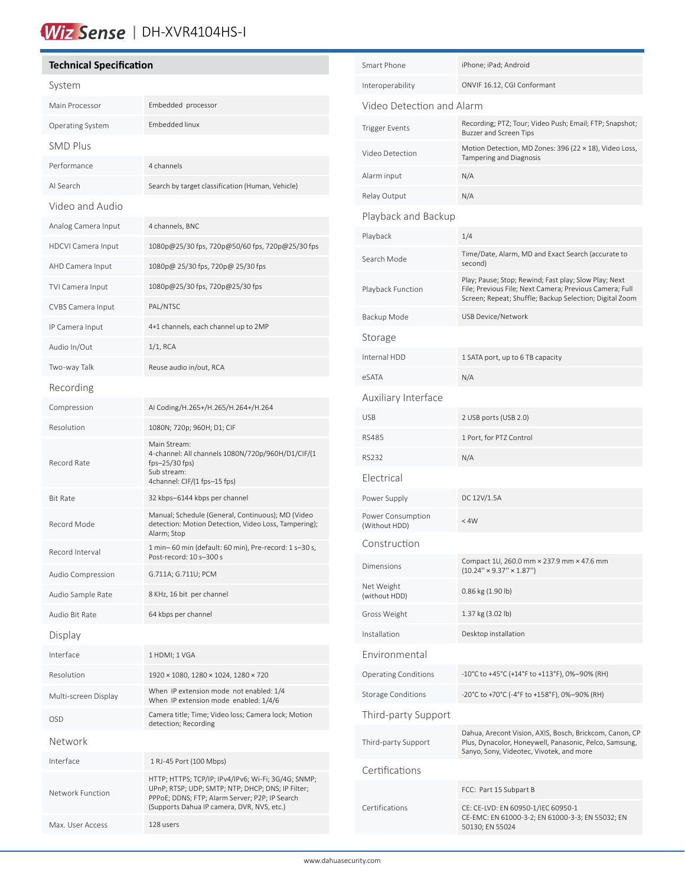# Wiz Sense | DH-XVR4104HS-I

## Technical Specification

### System

| | |
|---|---|
| Main Processor | Embedded processor |
| Operating System | Embedded linux |

### SMD Plus

| | |
|---|---|
| Performance | 4 channels |
| AI Search | Search by target classification (Human, Vehicle) |

### Video and Audio

| | |
|---|---|
| Analog Camera Input | 4 channels, BNC |
| HDCVI Camera Input | 1080p@25/30 fps, 720p@50/60 fps, 720p@25/30 fps |
| AHD Camera Input | 1080p@ 25/30 fps, 720p@ 25/30 fps |
| TVI Camera Input | 1080p@25/30 fps, 720p@25/30 fps |
| CVBS Camera Input | PAL/NTSC |
| IP Camera Input | 4+1 channels, each channel up to 2MP |
| Audio In/Out | 1/1, RCA |
| Two-way Talk | Reuse audio in/out, RCA |

### Recording

| | |
|---|---|
| Compression | AI Coding/H.265+/H.265/H.264+/H.264 |
| Resolution | 1080N; 720p; 960H; D1; CIF |
| Record Rate | Main Stream:<br>4-channel: All channels 1080N/720p/960H/D1/CIF/(1 fps–25/30 fps)<br>Sub stream:<br>4channel: CIF/(1 fps–15 fps) |
| Bit Rate | 32 kbps–6144 kbps per channel |
| Record Mode | Manual; Schedule (General, Continuous); MD (Video detection: Motion Detection, Video Loss, Tampering); Alarm; Stop |
| Record Interval | 1 min– 60 min (default: 60 min), Pre-record: 1 s–30 s, Post-record: 10 s–300 s |
| Audio Compression | G.711A; G.711U; PCM |
| Audio Sample Rate | 8 KHz, 16 bit per channel |
| Audio Bit Rate | 64 kbps per channel |

### Display

| | |
|---|---|
| Interface | 1 HDMI; 1 VGA |
| Resolution | 1920 × 1080, 1280 × 1024, 1280 × 720 |
| Multi-screen Display | When IP extension mode not enabled: 1/4<br>When IP extension mode enabled: 1/4/6 |
| OSD | Camera title; Time; Video loss; Camera lock; Motion detection; Recording |

### Network

| | |
|---|---|
| Interface | 1 RJ-45 Port (100 Mbps) |
| Network Function | HTTP; HTTPS; TCP/IP; IPv4/IPv6; Wi-Fi; 3G/4G; SNMP; UPnP; RTSP; UDP; SMTP; NTP; DHCP; DNS; IP Filter; PPPoE; DDNS; FTP; Alarm Server; P2P; IP Search (Supports Dahua IP camera, DVR, NVS, etc.) |
| Max. User Access | 128 users |
| Smart Phone | iPhone; iPad; Android |
| Interoperability | ONVIF 16.12, CGI Conformant |

### Video Detection and Alarm

| | |
|---|---|
| Trigger Events | Recording; PTZ; Tour; Video Push; Email; FTP; Snapshot; Buzzer and Screen Tips |
| Video Detection | Motion Detection, MD Zones: 396 (22 × 18), Video Loss, Tampering and Diagnosis |
| Alarm input | N/A |
| Relay Output | N/A |

### Playback and Backup

| | |
|---|---|
| Playback | 1/4 |
| Search Mode | Time/Date, Alarm, MD and Exact Search (accurate to second) |
| Playback Function | Play; Pause; Stop; Rewind; Fast play; Slow Play; Next File; Previous File; Next Camera; Previous Camera; Full Screen; Repeat; Shuffle; Backup Selection; Digital Zoom |
| Backup Mode | USB Device/Network |

### Storage

| | |
|---|---|
| Internal HDD | 1 SATA port, up to 6 TB capacity |
| eSATA | N/A |

### Auxiliary Interface

| | |
|---|---|
| USB | 2 USB ports (USB 2.0) |
| RS485 | 1 Port, for PTZ Control |
| RS232 | N/A |

### Electrical

| | |
|---|---|
| Power Supply | DC 12V/1.5A |
| Power Consumption (Without HDD) | < 4W |

### Construction

| | |
|---|---|
| Dimensions | Compact 1U, 260.0 mm × 237.9 mm × 47.6 mm (10.24" × 9.37" × 1.87") |
| Net Weight (without HDD) | 0.86 kg (1.90 lb) |
| Gross Weight | 1.37 kg (3.02 lb) |
| Installation | Desktop installation |

### Environmental

| | |
|---|---|
| Operating Conditions | -10°C to +45°C (+14°F to +113°F), 0%–90% (RH) |
| Storage Conditions | -20°C to +70°C (-4°F to +158°F), 0%–90% (RH) |

### Third-party Support

| | |
|---|---|
| Third-party Support | Dahua, Arecont Vision, AXIS, Bosch, Brickcom, Canon, CP Plus, Dynacolor, Honeywell, Panasonic, Pelco, Samsung, Sanyo, Sony, Videotec, Vivotek, and more |

### Certifications

| | |
|---|---|
| Certifications | FCC: Part 15 Subpart B<br>CE: CE-LVD: EN 60950-1/IEC 60950-1<br>CE-EMC: EN 61000-3-2; EN 61000-3-3; EN 55032; EN 50130; EN 55024 |

www.dahuasecurity.com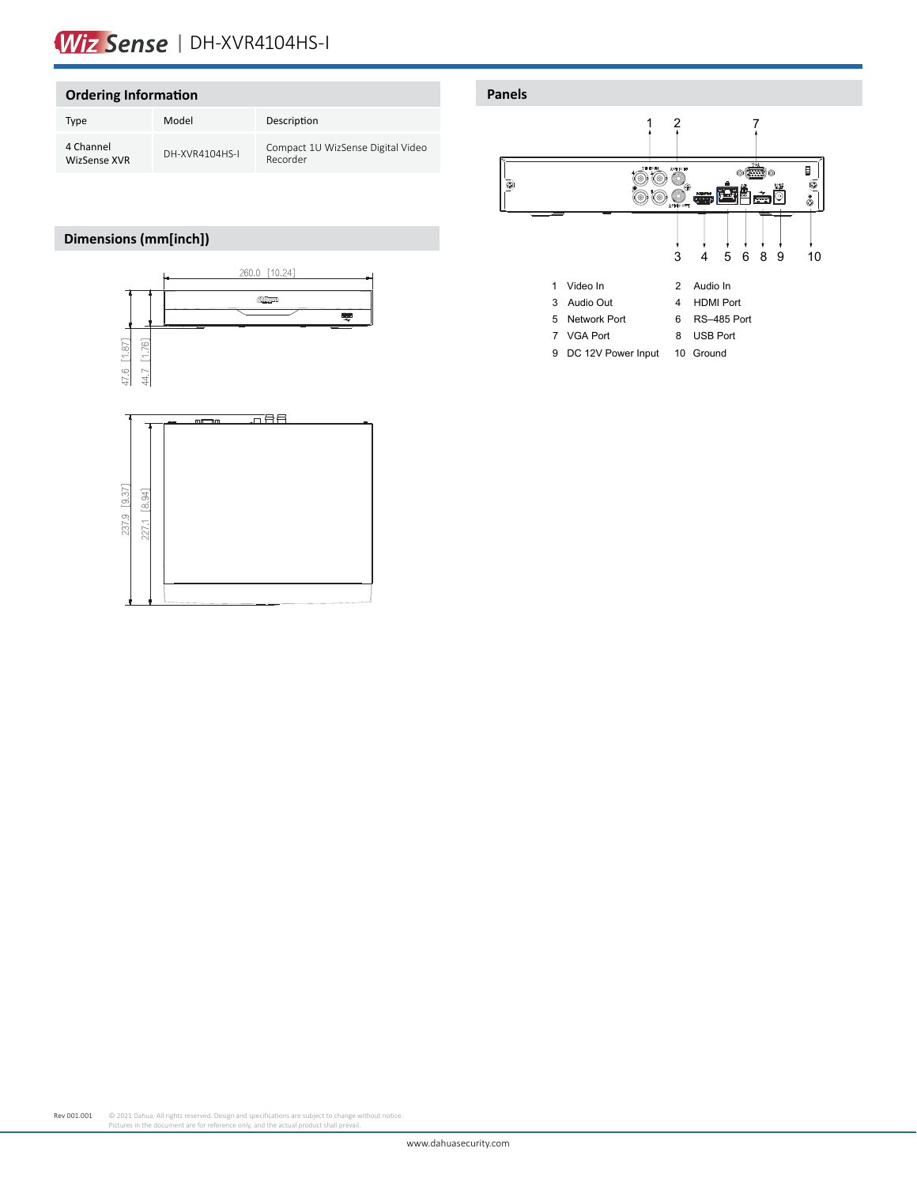## Ordering Information

| Type | Model | Description |
|---|---|---|
| 4 Channel WizSense XVR | DH-XVR4104HS-I | Compact 1U WizSense Digital Video Recorder |

## Dimensions (mm[inch])

260.0 [10.24]

47.6 [1.87]

44.7 [1.76]

237.9 [9.37]

227.1 [8.94]

## Panels

| | | | |
|---|---|---|---|
| 1 | Video In | 2 | Audio In |
| 3 | Audio Out | 4 | HDMI Port |
| 5 | Network Port | 6 | RS–485 Port |
| 7 | VGA Port | 8 | USB Port |
| 9 | DC 12V Power Input | 10 | Ground |

Rev 001.001 © 2021 Dahua. All rights reserved. Design and specifications are subject to change without notice.
Pictures in the document are for reference only, and the actual product shall prevail.

www.dahuasecurity.com